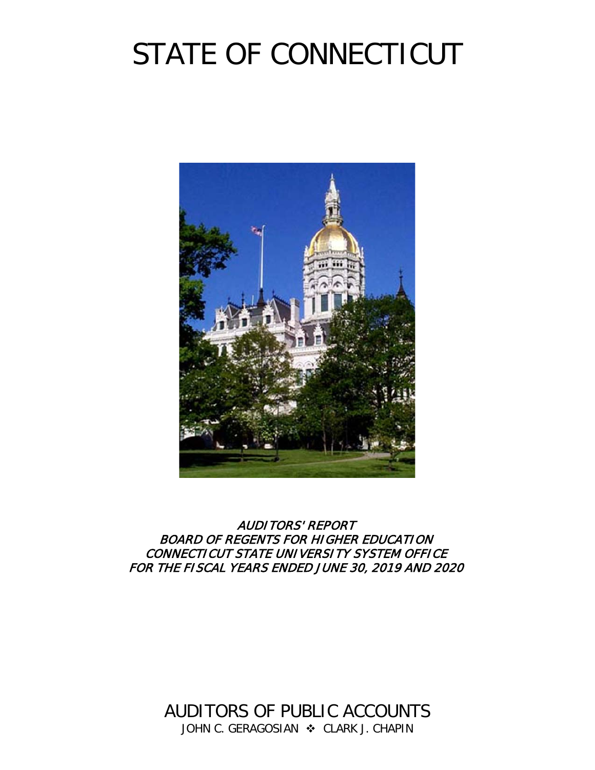# STATE OF CONNECTICUT

*AUDITORS' REPORT*
*BOARD OF REGENTS FOR HIGHER EDUCATION*
*CONNECTICUT STATE UNIVERSITY SYSTEM OFFICE*
*FOR THE FISCAL YEARS ENDED JUNE 30, 2019 AND 2020*

## AUDITORS OF PUBLIC ACCOUNTS

JOHN C. GERAGOSIAN ❖ CLARK J. CHAPIN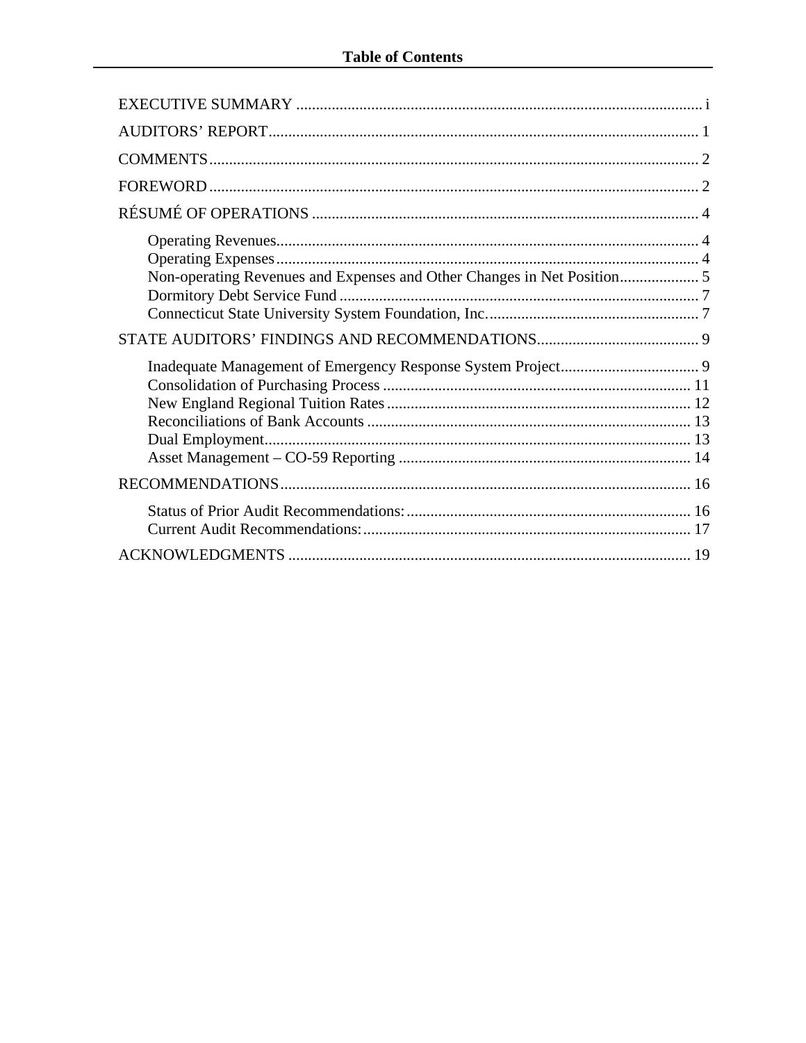# Table of Contents

EXECUTIVE SUMMARY ..... i

AUDITORS' REPORT ..... 1

COMMENTS ..... 2

FOREWORD ..... 2

RÉSUMÉ OF OPERATIONS ..... 4

- Operating Revenues ..... 4
- Operating Expenses ..... 4
- Non-operating Revenues and Expenses and Other Changes in Net Position ..... 5
- Dormitory Debt Service Fund ..... 7
- Connecticut State University System Foundation, Inc. ..... 7

STATE AUDITORS' FINDINGS AND RECOMMENDATIONS ..... 9

- Inadequate Management of Emergency Response System Project ..... 9
- Consolidation of Purchasing Process ..... 11
- New England Regional Tuition Rates ..... 12
- Reconciliations of Bank Accounts ..... 13
- Dual Employment ..... 13
- Asset Management – CO-59 Reporting ..... 14

RECOMMENDATIONS ..... 16

- Status of Prior Audit Recommendations: ..... 16
- Current Audit Recommendations: ..... 17

ACKNOWLEDGMENTS ..... 19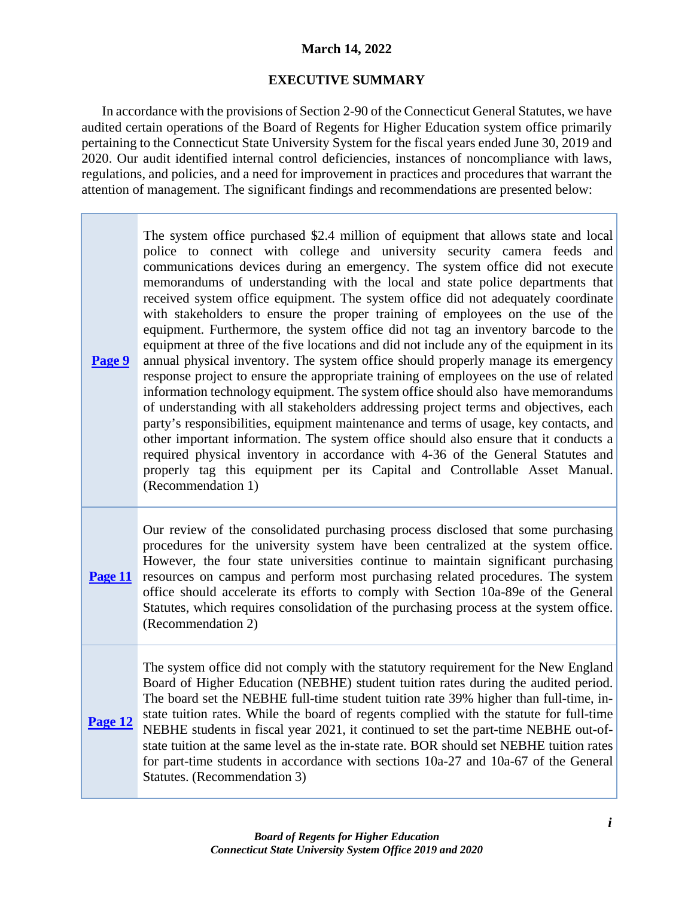**March 14, 2022**

## EXECUTIVE SUMMARY

In accordance with the provisions of Section 2-90 of the Connecticut General Statutes, we have audited certain operations of the Board of Regents for Higher Education system office primarily pertaining to the Connecticut State University System for the fiscal years ended June 30, 2019 and 2020. Our audit identified internal control deficiencies, instances of noncompliance with laws, regulations, and policies, and a need for improvement in practices and procedures that warrant the attention of management. The significant findings and recommendations are presented below:

| | |
|---|---|
| **Page 9** | The system office purchased $2.4 million of equipment that allows state and local police to connect with college and university security camera feeds and communications devices during an emergency. The system office did not execute memorandums of understanding with the local and state police departments that received system office equipment. The system office did not adequately coordinate with stakeholders to ensure the proper training of employees on the use of the equipment. Furthermore, the system office did not tag an inventory barcode to the equipment at three of the five locations and did not include any of the equipment in its annual physical inventory. The system office should properly manage its emergency response project to ensure the appropriate training of employees on the use of related information technology equipment. The system office should also have memorandums of understanding with all stakeholders addressing project terms and objectives, each party's responsibilities, equipment maintenance and terms of usage, key contacts, and other important information. The system office should also ensure that it conducts a required physical inventory in accordance with 4-36 of the General Statutes and properly tag this equipment per its Capital and Controllable Asset Manual. (Recommendation 1) |
| **Page 11** | Our review of the consolidated purchasing process disclosed that some purchasing procedures for the university system have been centralized at the system office. However, the four state universities continue to maintain significant purchasing resources on campus and perform most purchasing related procedures. The system office should accelerate its efforts to comply with Section 10a-89e of the General Statutes, which requires consolidation of the purchasing process at the system office. (Recommendation 2) |
| **Page 12** | The system office did not comply with the statutory requirement for the New England Board of Higher Education (NEBHE) student tuition rates during the audited period. The board set the NEBHE full-time student tuition rate 39% higher than full-time, in-state tuition rates. While the board of regents complied with the statute for full-time NEBHE students in fiscal year 2021, it continued to set the part-time NEBHE out-of-state tuition at the same level as the in-state rate. BOR should set NEBHE tuition rates for part-time students in accordance with sections 10a-27 and 10a-67 of the General Statutes. (Recommendation 3) |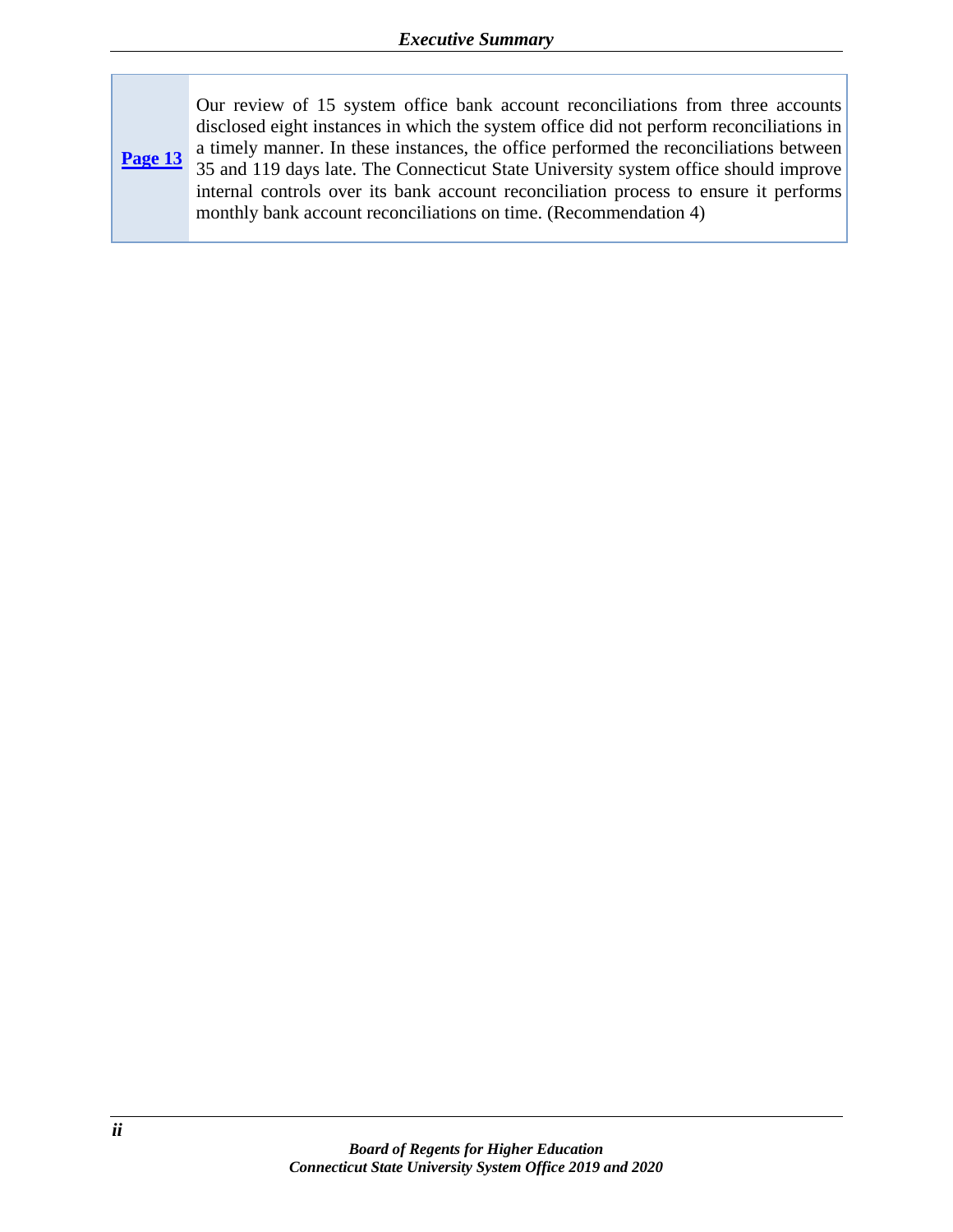| | |
|---|---|
| **Page 13** | Our review of 15 system office bank account reconciliations from three accounts disclosed eight instances in which the system office did not perform reconciliations in a timely manner. In these instances, the office performed the reconciliations between 35 and 119 days late. The Connecticut State University system office should improve internal controls over its bank account reconciliation process to ensure it performs monthly bank account reconciliations on time. (Recommendation 4) |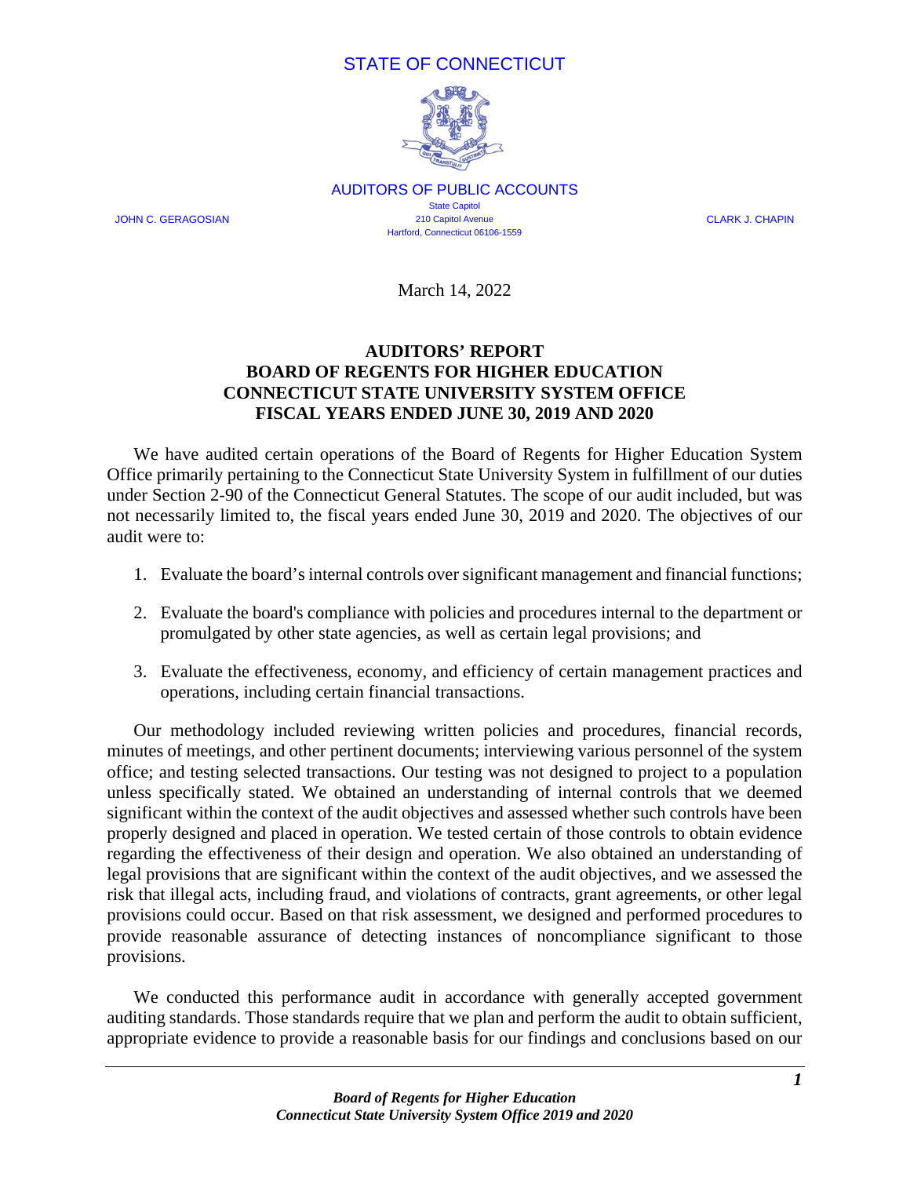STATE OF CONNECTICUT

AUDITORS OF PUBLIC ACCOUNTS

State Capitol
210 Capitol Avenue
Hartford, Connecticut 06106-1559

JOHN C. GERAGOSIAN

CLARK J. CHAPIN

March 14, 2022

# AUDITORS' REPORT
# BOARD OF REGENTS FOR HIGHER EDUCATION
# CONNECTICUT STATE UNIVERSITY SYSTEM OFFICE
# FISCAL YEARS ENDED JUNE 30, 2019 AND 2020

We have audited certain operations of the Board of Regents for Higher Education System Office primarily pertaining to the Connecticut State University System in fulfillment of our duties under Section 2-90 of the Connecticut General Statutes. The scope of our audit included, but was not necessarily limited to, the fiscal years ended June 30, 2019 and 2020. The objectives of our audit were to:

1. Evaluate the board's internal controls over significant management and financial functions;

2. Evaluate the board's compliance with policies and procedures internal to the department or promulgated by other state agencies, as well as certain legal provisions; and

3. Evaluate the effectiveness, economy, and efficiency of certain management practices and operations, including certain financial transactions.

Our methodology included reviewing written policies and procedures, financial records, minutes of meetings, and other pertinent documents; interviewing various personnel of the system office; and testing selected transactions. Our testing was not designed to project to a population unless specifically stated. We obtained an understanding of internal controls that we deemed significant within the context of the audit objectives and assessed whether such controls have been properly designed and placed in operation. We tested certain of those controls to obtain evidence regarding the effectiveness of their design and operation. We also obtained an understanding of legal provisions that are significant within the context of the audit objectives, and we assessed the risk that illegal acts, including fraud, and violations of contracts, grant agreements, or other legal provisions could occur. Based on that risk assessment, we designed and performed procedures to provide reasonable assurance of detecting instances of noncompliance significant to those provisions.

We conducted this performance audit in accordance with generally accepted government auditing standards. Those standards require that we plan and perform the audit to obtain sufficient, appropriate evidence to provide a reasonable basis for our findings and conclusions based on our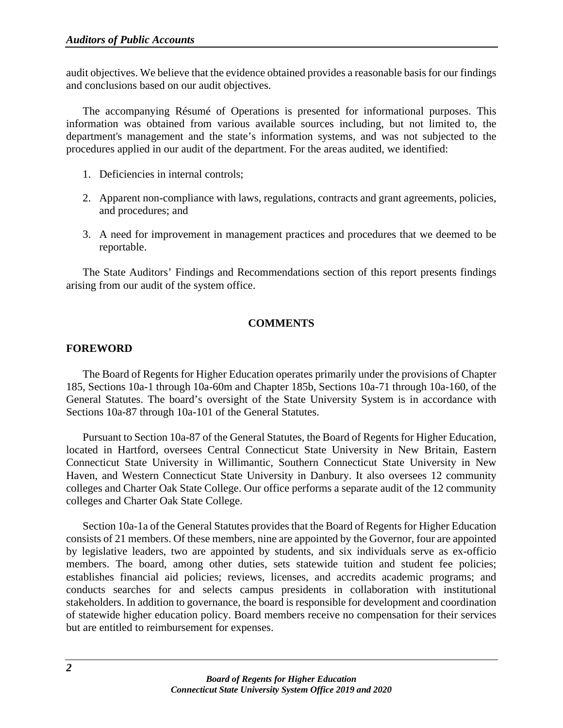audit objectives. We believe that the evidence obtained provides a reasonable basis for our findings and conclusions based on our audit objectives.

The accompanying Résumé of Operations is presented for informational purposes. This information was obtained from various available sources including, but not limited to, the department's management and the state's information systems, and was not subjected to the procedures applied in our audit of the department. For the areas audited, we identified:

1. Deficiencies in internal controls;

2. Apparent non-compliance with laws, regulations, contracts and grant agreements, policies, and procedures; and

3. A need for improvement in management practices and procedures that we deemed to be reportable.

The State Auditors' Findings and Recommendations section of this report presents findings arising from our audit of the system office.

## COMMENTS

### FOREWORD

The Board of Regents for Higher Education operates primarily under the provisions of Chapter 185, Sections 10a-1 through 10a-60m and Chapter 185b, Sections 10a-71 through 10a-160, of the General Statutes. The board's oversight of the State University System is in accordance with Sections 10a-87 through 10a-101 of the General Statutes.

Pursuant to Section 10a-87 of the General Statutes, the Board of Regents for Higher Education, located in Hartford, oversees Central Connecticut State University in New Britain, Eastern Connecticut State University in Willimantic, Southern Connecticut State University in New Haven, and Western Connecticut State University in Danbury. It also oversees 12 community colleges and Charter Oak State College. Our office performs a separate audit of the 12 community colleges and Charter Oak State College.

Section 10a-1a of the General Statutes provides that the Board of Regents for Higher Education consists of 21 members. Of these members, nine are appointed by the Governor, four are appointed by legislative leaders, two are appointed by students, and six individuals serve as ex-officio members. The board, among other duties, sets statewide tuition and student fee policies; establishes financial aid policies; reviews, licenses, and accredits academic programs; and conducts searches for and selects campus presidents in collaboration with institutional stakeholders. In addition to governance, the board is responsible for development and coordination of statewide higher education policy. Board members receive no compensation for their services but are entitled to reimbursement for expenses.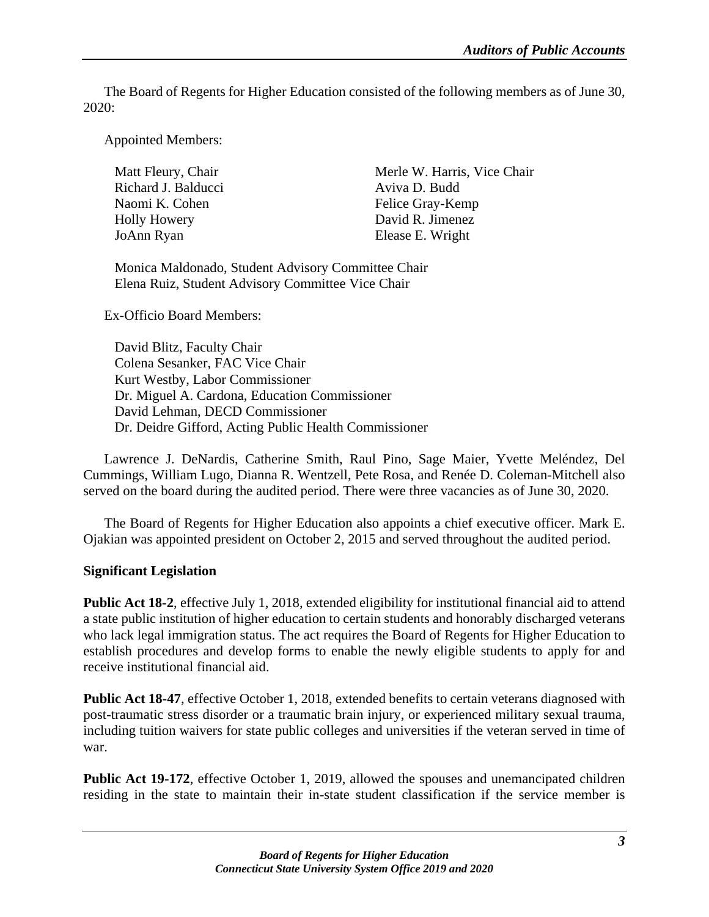The Board of Regents for Higher Education consisted of the following members as of June 30, 2020:

Appointed Members:

Matt Fleury, Chair
Merle W. Harris, Vice Chair
Richard J. Balducci
Aviva D. Budd
Naomi K. Cohen
Felice Gray-Kemp
Holly Howery
David R. Jimenez
JoAnn Ryan
Elease E. Wright

Monica Maldonado, Student Advisory Committee Chair
Elena Ruiz, Student Advisory Committee Vice Chair

Ex-Officio Board Members:

David Blitz, Faculty Chair
Colena Sesanker, FAC Vice Chair
Kurt Westby, Labor Commissioner
Dr. Miguel A. Cardona, Education Commissioner
David Lehman, DECD Commissioner
Dr. Deidre Gifford, Acting Public Health Commissioner

Lawrence J. DeNardis, Catherine Smith, Raul Pino, Sage Maier, Yvette Meléndez, Del Cummings, William Lugo, Dianna R. Wentzell, Pete Rosa, and Renée D. Coleman-Mitchell also served on the board during the audited period. There were three vacancies as of June 30, 2020.

The Board of Regents for Higher Education also appoints a chief executive officer. Mark E. Ojakian was appointed president on October 2, 2015 and served throughout the audited period.

**Significant Legislation**

**Public Act 18-2**, effective July 1, 2018, extended eligibility for institutional financial aid to attend a state public institution of higher education to certain students and honorably discharged veterans who lack legal immigration status. The act requires the Board of Regents for Higher Education to establish procedures and develop forms to enable the newly eligible students to apply for and receive institutional financial aid.

**Public Act 18-47**, effective October 1, 2018, extended benefits to certain veterans diagnosed with post-traumatic stress disorder or a traumatic brain injury, or experienced military sexual trauma, including tuition waivers for state public colleges and universities if the veteran served in time of war.

**Public Act 19-172**, effective October 1, 2019, allowed the spouses and unemancipated children residing in the state to maintain their in-state student classification if the service member is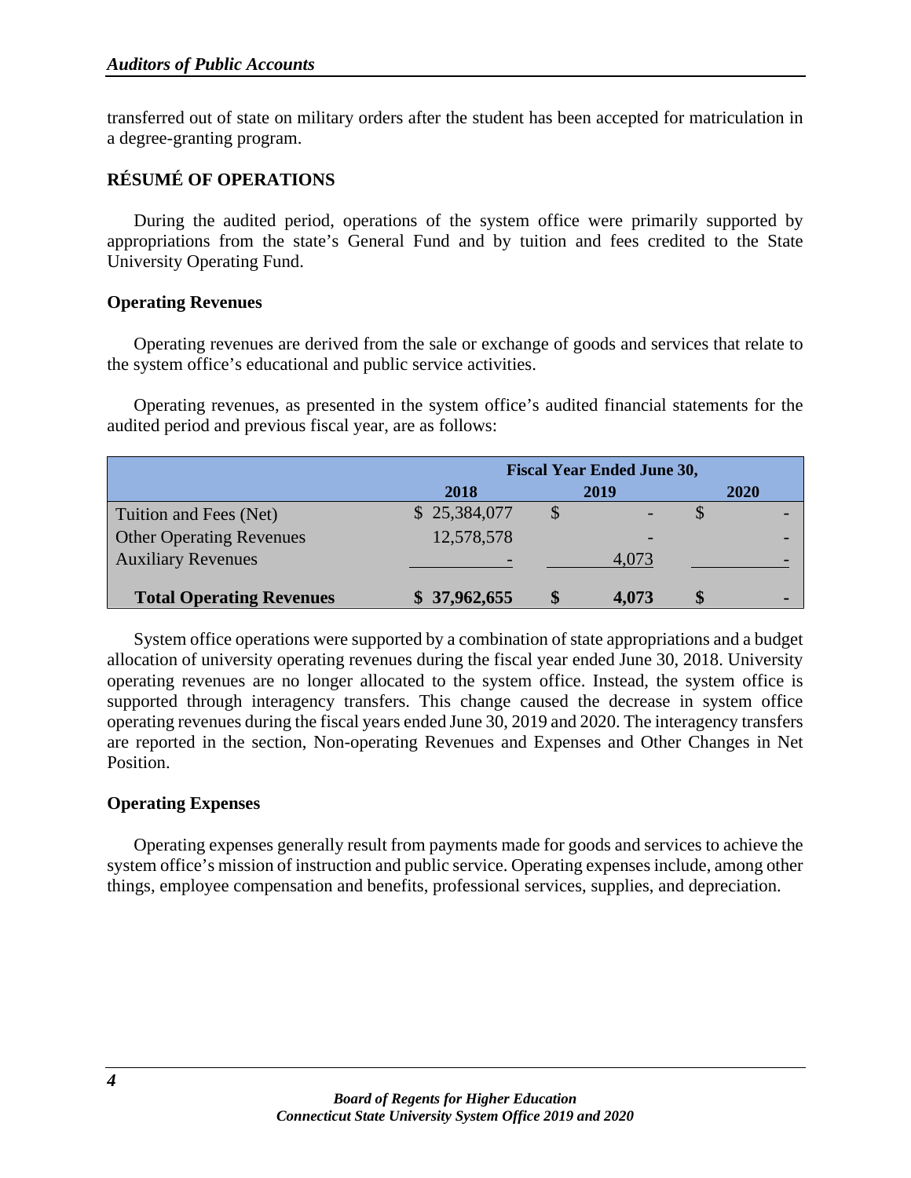transferred out of state on military orders after the student has been accepted for matriculation in a degree-granting program.

## RÉSUMÉ OF OPERATIONS

During the audited period, operations of the system office were primarily supported by appropriations from the state's General Fund and by tuition and fees credited to the State University Operating Fund.

### Operating Revenues

Operating revenues are derived from the sale or exchange of goods and services that relate to the system office's educational and public service activities.

Operating revenues, as presented in the system office's audited financial statements for the audited period and previous fiscal year, are as follows:

| | Fiscal Year Ended June 30, | | |
|---|---|---|---|
| | **2018** | **2019** | **2020** |
| Tuition and Fees (Net) | $ 25,384,077 | $ - | $ - |
| Other Operating Revenues | 12,578,578 | - | - |
| Auxiliary Revenues | - | 4,073 | - |
| **Total Operating Revenues** | **$ 37,962,655** | **$ 4,073** | **$ -** |

System office operations were supported by a combination of state appropriations and a budget allocation of university operating revenues during the fiscal year ended June 30, 2018. University operating revenues are no longer allocated to the system office. Instead, the system office is supported through interagency transfers. This change caused the decrease in system office operating revenues during the fiscal years ended June 30, 2019 and 2020. The interagency transfers are reported in the section, Non-operating Revenues and Expenses and Other Changes in Net Position.

### Operating Expenses

Operating expenses generally result from payments made for goods and services to achieve the system office's mission of instruction and public service. Operating expenses include, among other things, employee compensation and benefits, professional services, supplies, and depreciation.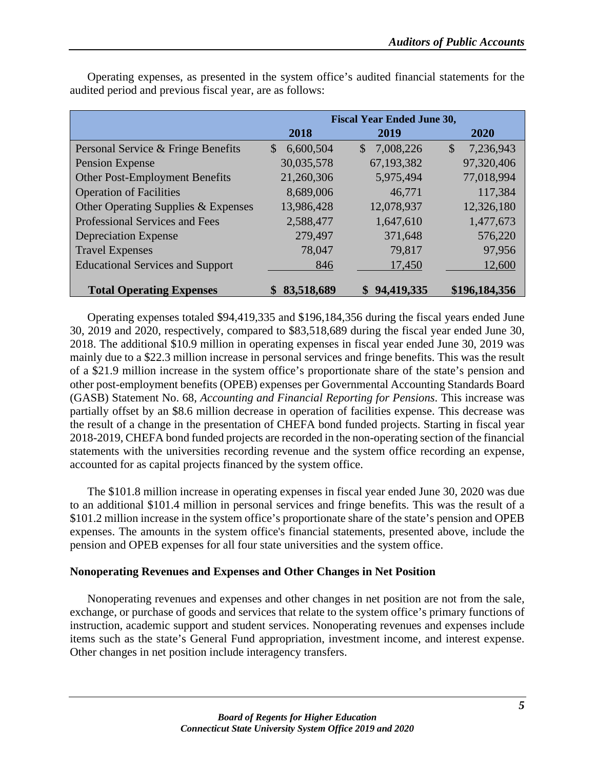Operating expenses, as presented in the system office's audited financial statements for the audited period and previous fiscal year, are as follows:

| | Fiscal Year Ended June 30, | | |
|---|---|---|---|
| | 2018 | 2019 | 2020 |
| Personal Service & Fringe Benefits | $ 6,600,504 | $ 7,008,226 | $ 7,236,943 |
| Pension Expense | 30,035,578 | 67,193,382 | 97,320,406 |
| Other Post-Employment Benefits | 21,260,306 | 5,975,494 | 77,018,994 |
| Operation of Facilities | 8,689,006 | 46,771 | 117,384 |
| Other Operating Supplies & Expenses | 13,986,428 | 12,078,937 | 12,326,180 |
| Professional Services and Fees | 2,588,477 | 1,647,610 | 1,477,673 |
| Depreciation Expense | 279,497 | 371,648 | 576,220 |
| Travel Expenses | 78,047 | 79,817 | 97,956 |
| Educational Services and Support | 846 | 17,450 | 12,600 |
| **Total Operating Expenses** | **$ 83,518,689** | **$ 94,419,335** | **$196,184,356** |

Operating expenses totaled $94,419,335 and $196,184,356 during the fiscal years ended June 30, 2019 and 2020, respectively, compared to $83,518,689 during the fiscal year ended June 30, 2018. The additional $10.9 million in operating expenses in fiscal year ended June 30, 2019 was mainly due to a $22.3 million increase in personal services and fringe benefits. This was the result of a $21.9 million increase in the system office's proportionate share of the state's pension and other post-employment benefits (OPEB) expenses per Governmental Accounting Standards Board (GASB) Statement No. 68, *Accounting and Financial Reporting for Pensions*. This increase was partially offset by an $8.6 million decrease in operation of facilities expense. This decrease was the result of a change in the presentation of CHEFA bond funded projects. Starting in fiscal year 2018-2019, CHEFA bond funded projects are recorded in the non-operating section of the financial statements with the universities recording revenue and the system office recording an expense, accounted for as capital projects financed by the system office.

The $101.8 million increase in operating expenses in fiscal year ended June 30, 2020 was due to an additional $101.4 million in personal services and fringe benefits. This was the result of a $101.2 million increase in the system office's proportionate share of the state's pension and OPEB expenses. The amounts in the system office's financial statements, presented above, include the pension and OPEB expenses for all four state universities and the system office.

**Nonoperating Revenues and Expenses and Other Changes in Net Position**

Nonoperating revenues and expenses and other changes in net position are not from the sale, exchange, or purchase of goods and services that relate to the system office's primary functions of instruction, academic support and student services. Nonoperating revenues and expenses include items such as the state's General Fund appropriation, investment income, and interest expense. Other changes in net position include interagency transfers.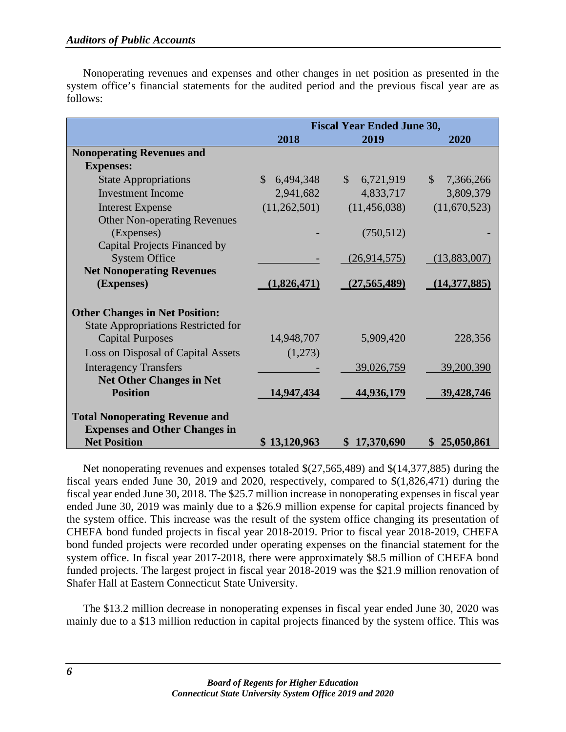Nonoperating revenues and expenses and other changes in net position as presented in the system office's financial statements for the audited period and the previous fiscal year are as follows:

| | Fiscal Year Ended June 30, | | |
|---|---|---|---|
| | **2018** | **2019** | **2020** |
| **Nonoperating Revenues and Expenses:** | | | |
| State Appropriations | $ 6,494,348 | $ 6,721,919 | $ 7,366,266 |
| Investment Income | 2,941,682 | 4,833,717 | 3,809,379 |
| Interest Expense | (11,262,501) | (11,456,038) | (11,670,523) |
| Other Non-operating Revenues (Expenses) | - | (750,512) | - |
| Capital Projects Financed by System Office | - | (26,914,575) | (13,883,007) |
| **Net Nonoperating Revenues (Expenses)** | **(1,826,471)** | **(27,565,489)** | **(14,377,885)** |
| **Other Changes in Net Position:** | | | |
| State Appropriations Restricted for Capital Purposes | 14,948,707 | 5,909,420 | 228,356 |
| Loss on Disposal of Capital Assets | (1,273) | | |
| Interagency Transfers | - | 39,026,759 | 39,200,390 |
| **Net Other Changes in Net Position** | **14,947,434** | **44,936,179** | **39,428,746** |
| **Total Nonoperating Revenue and Expenses and Other Changes in Net Position** | **$ 13,120,963** | **$ 17,370,690** | **$ 25,050,861** |

Net nonoperating revenues and expenses totaled $(27,565,489) and $(14,377,885) during the fiscal years ended June 30, 2019 and 2020, respectively, compared to $(1,826,471) during the fiscal year ended June 30, 2018. The $25.7 million increase in nonoperating expenses in fiscal year ended June 30, 2019 was mainly due to a $26.9 million expense for capital projects financed by the system office. This increase was the result of the system office changing its presentation of CHEFA bond funded projects in fiscal year 2018-2019. Prior to fiscal year 2018-2019, CHEFA bond funded projects were recorded under operating expenses on the financial statement for the system office. In fiscal year 2017-2018, there were approximately $8.5 million of CHEFA bond funded projects. The largest project in fiscal year 2018-2019 was the $21.9 million renovation of Shafer Hall at Eastern Connecticut State University.

The $13.2 million decrease in nonoperating expenses in fiscal year ended June 30, 2020 was mainly due to a $13 million reduction in capital projects financed by the system office. This was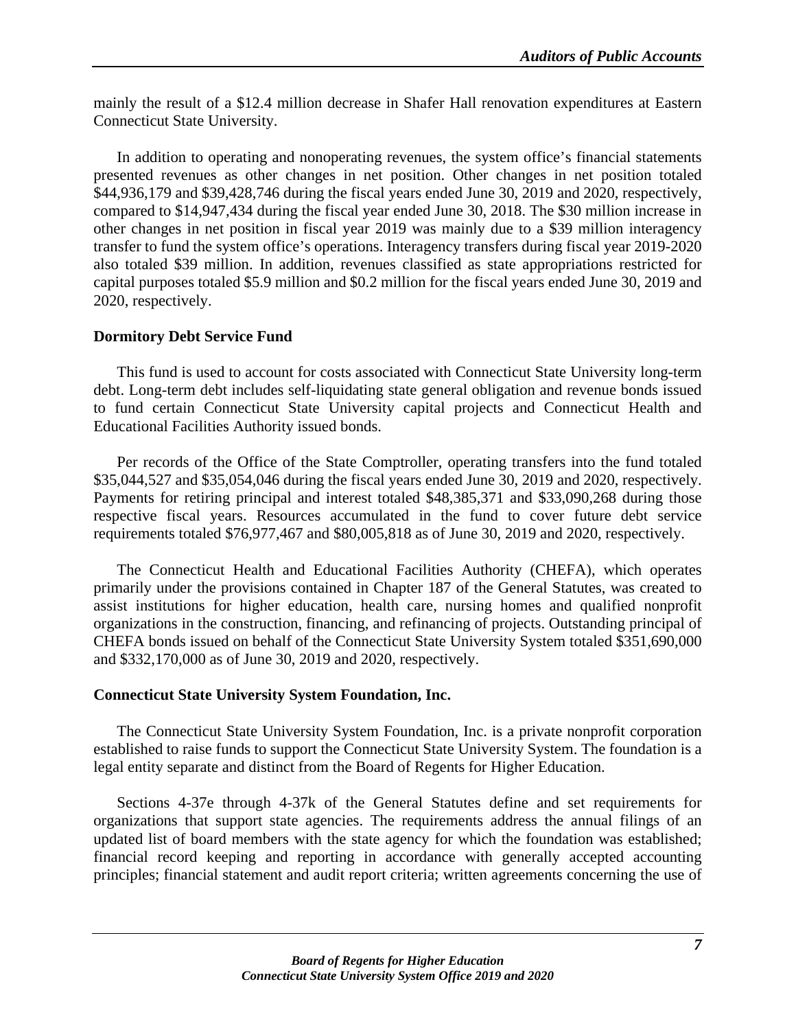mainly the result of a $12.4 million decrease in Shafer Hall renovation expenditures at Eastern Connecticut State University.

In addition to operating and nonoperating revenues, the system office's financial statements presented revenues as other changes in net position. Other changes in net position totaled $44,936,179 and $39,428,746 during the fiscal years ended June 30, 2019 and 2020, respectively, compared to $14,947,434 during the fiscal year ended June 30, 2018. The $30 million increase in other changes in net position in fiscal year 2019 was mainly due to a $39 million interagency transfer to fund the system office's operations. Interagency transfers during fiscal year 2019-2020 also totaled $39 million. In addition, revenues classified as state appropriations restricted for capital purposes totaled $5.9 million and $0.2 million for the fiscal years ended June 30, 2019 and 2020, respectively.

**Dormitory Debt Service Fund**

This fund is used to account for costs associated with Connecticut State University long-term debt. Long-term debt includes self-liquidating state general obligation and revenue bonds issued to fund certain Connecticut State University capital projects and Connecticut Health and Educational Facilities Authority issued bonds.

Per records of the Office of the State Comptroller, operating transfers into the fund totaled $35,044,527 and $35,054,046 during the fiscal years ended June 30, 2019 and 2020, respectively. Payments for retiring principal and interest totaled $48,385,371 and $33,090,268 during those respective fiscal years. Resources accumulated in the fund to cover future debt service requirements totaled $76,977,467 and $80,005,818 as of June 30, 2019 and 2020, respectively.

The Connecticut Health and Educational Facilities Authority (CHEFA), which operates primarily under the provisions contained in Chapter 187 of the General Statutes, was created to assist institutions for higher education, health care, nursing homes and qualified nonprofit organizations in the construction, financing, and refinancing of projects. Outstanding principal of CHEFA bonds issued on behalf of the Connecticut State University System totaled $351,690,000 and $332,170,000 as of June 30, 2019 and 2020, respectively.

**Connecticut State University System Foundation, Inc.**

The Connecticut State University System Foundation, Inc. is a private nonprofit corporation established to raise funds to support the Connecticut State University System. The foundation is a legal entity separate and distinct from the Board of Regents for Higher Education.

Sections 4-37e through 4-37k of the General Statutes define and set requirements for organizations that support state agencies. The requirements address the annual filings of an updated list of board members with the state agency for which the foundation was established; financial record keeping and reporting in accordance with generally accepted accounting principles; financial statement and audit report criteria; written agreements concerning the use of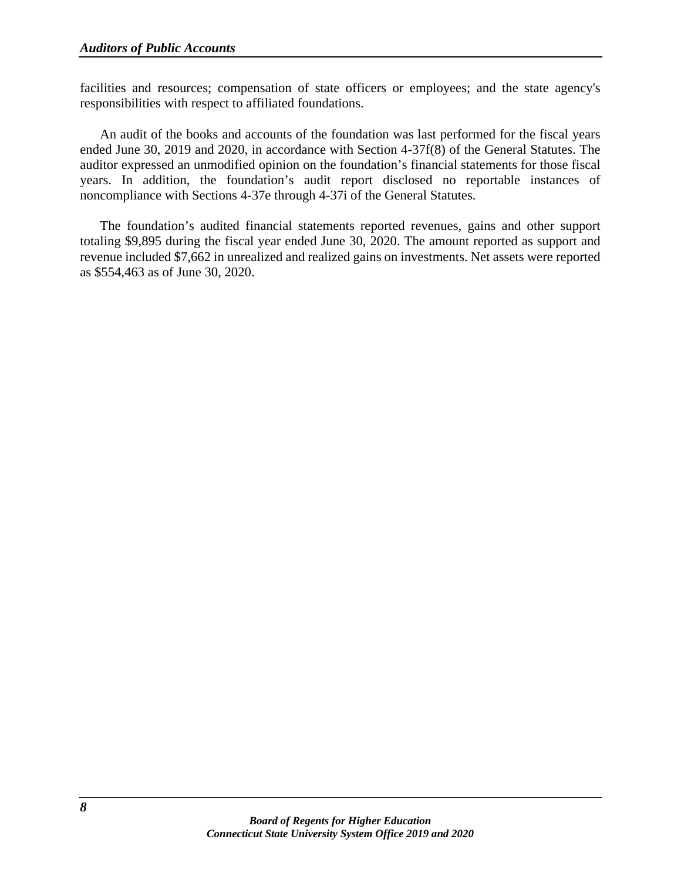facilities and resources; compensation of state officers or employees; and the state agency's responsibilities with respect to affiliated foundations.

An audit of the books and accounts of the foundation was last performed for the fiscal years ended June 30, 2019 and 2020, in accordance with Section 4-37f(8) of the General Statutes. The auditor expressed an unmodified opinion on the foundation’s financial statements for those fiscal years. In addition, the foundation’s audit report disclosed no reportable instances of noncompliance with Sections 4-37e through 4-37i of the General Statutes.

The foundation’s audited financial statements reported revenues, gains and other support totaling $9,895 during the fiscal year ended June 30, 2020. The amount reported as support and revenue included $7,662 in unrealized and realized gains on investments. Net assets were reported as $554,463 as of June 30, 2020.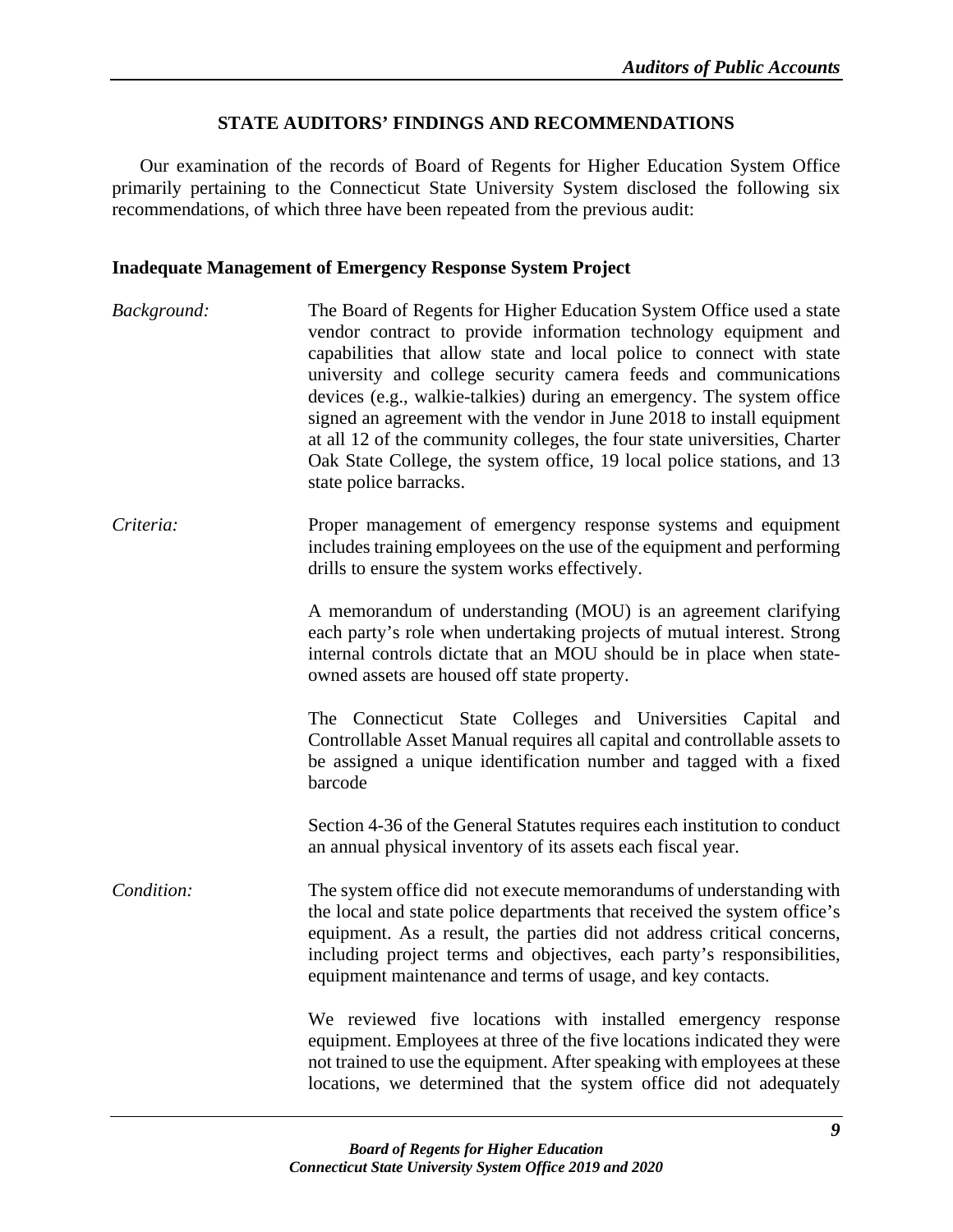## STATE AUDITORS' FINDINGS AND RECOMMENDATIONS

Our examination of the records of Board of Regents for Higher Education System Office primarily pertaining to the Connecticut State University System disclosed the following six recommendations, of which three have been repeated from the previous audit:

### Inadequate Management of Emergency Response System Project

*Background:* The Board of Regents for Higher Education System Office used a state vendor contract to provide information technology equipment and capabilities that allow state and local police to connect with state university and college security camera feeds and communications devices (e.g., walkie-talkies) during an emergency. The system office signed an agreement with the vendor in June 2018 to install equipment at all 12 of the community colleges, the four state universities, Charter Oak State College, the system office, 19 local police stations, and 13 state police barracks.

*Criteria:* Proper management of emergency response systems and equipment includes training employees on the use of the equipment and performing drills to ensure the system works effectively.

A memorandum of understanding (MOU) is an agreement clarifying each party's role when undertaking projects of mutual interest. Strong internal controls dictate that an MOU should be in place when state-owned assets are housed off state property.

The Connecticut State Colleges and Universities Capital and Controllable Asset Manual requires all capital and controllable assets to be assigned a unique identification number and tagged with a fixed barcode

Section 4-36 of the General Statutes requires each institution to conduct an annual physical inventory of its assets each fiscal year.

*Condition:* The system office did not execute memorandums of understanding with the local and state police departments that received the system office's equipment. As a result, the parties did not address critical concerns, including project terms and objectives, each party's responsibilities, equipment maintenance and terms of usage, and key contacts.

We reviewed five locations with installed emergency response equipment. Employees at three of the five locations indicated they were not trained to use the equipment. After speaking with employees at these locations, we determined that the system office did not adequately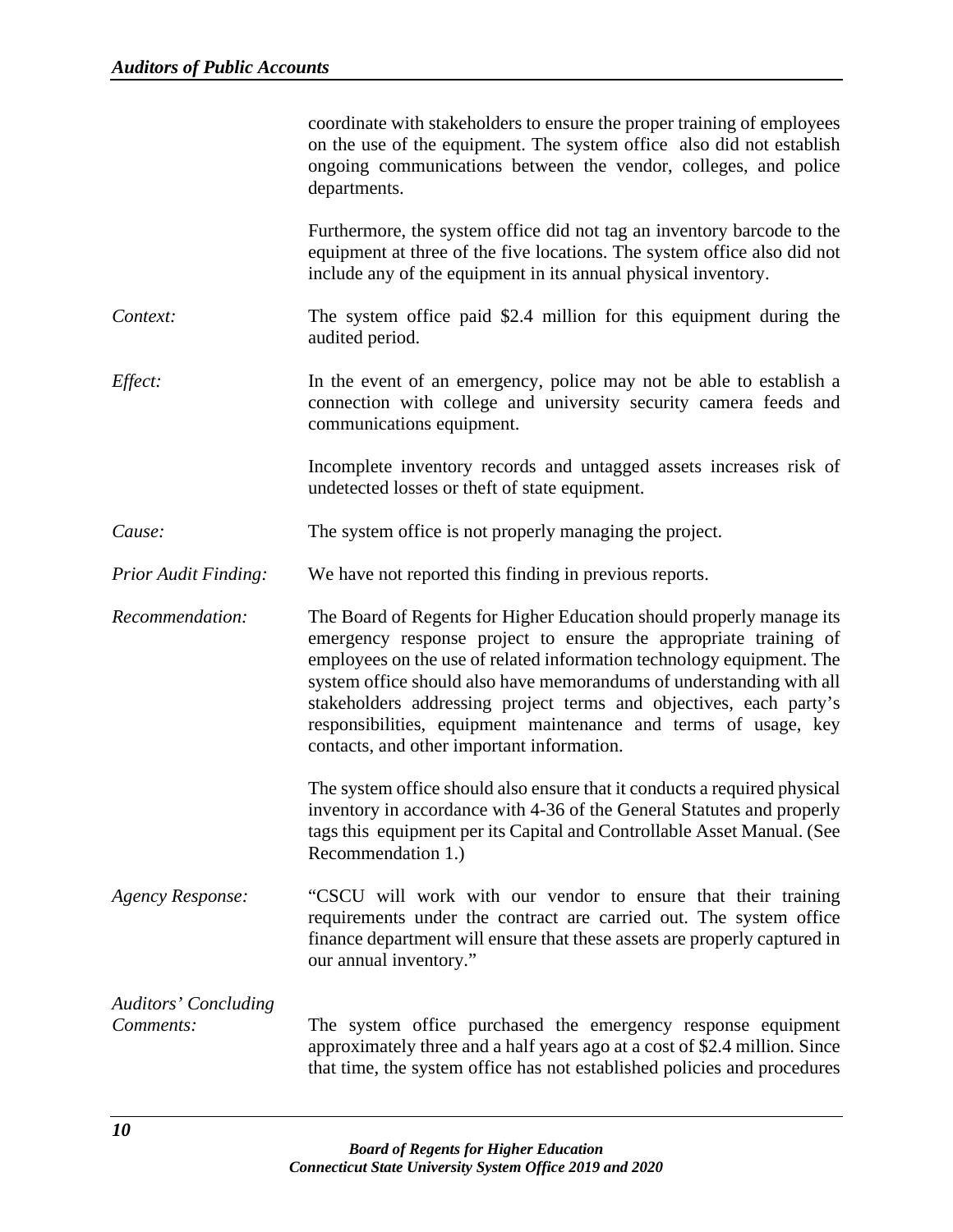coordinate with stakeholders to ensure the proper training of employees on the use of the equipment. The system office also did not establish ongoing communications between the vendor, colleges, and police departments.

Furthermore, the system office did not tag an inventory barcode to the equipment at three of the five locations. The system office also did not include any of the equipment in its annual physical inventory.

*Context:* The system office paid $2.4 million for this equipment during the audited period.

*Effect:* In the event of an emergency, police may not be able to establish a connection with college and university security camera feeds and communications equipment.

Incomplete inventory records and untagged assets increases risk of undetected losses or theft of state equipment.

*Cause:* The system office is not properly managing the project.

*Prior Audit Finding:* We have not reported this finding in previous reports.

*Recommendation:* The Board of Regents for Higher Education should properly manage its emergency response project to ensure the appropriate training of employees on the use of related information technology equipment. The system office should also have memorandums of understanding with all stakeholders addressing project terms and objectives, each party's responsibilities, equipment maintenance and terms of usage, key contacts, and other important information.

The system office should also ensure that it conducts a required physical inventory in accordance with 4-36 of the General Statutes and properly tags this equipment per its Capital and Controllable Asset Manual. (See Recommendation 1.)

*Agency Response:* "CSCU will work with our vendor to ensure that their training requirements under the contract are carried out. The system office finance department will ensure that these assets are properly captured in our annual inventory."

*Auditors' Concluding Comments:* The system office purchased the emergency response equipment approximately three and a half years ago at a cost of $2.4 million. Since that time, the system office has not established policies and procedures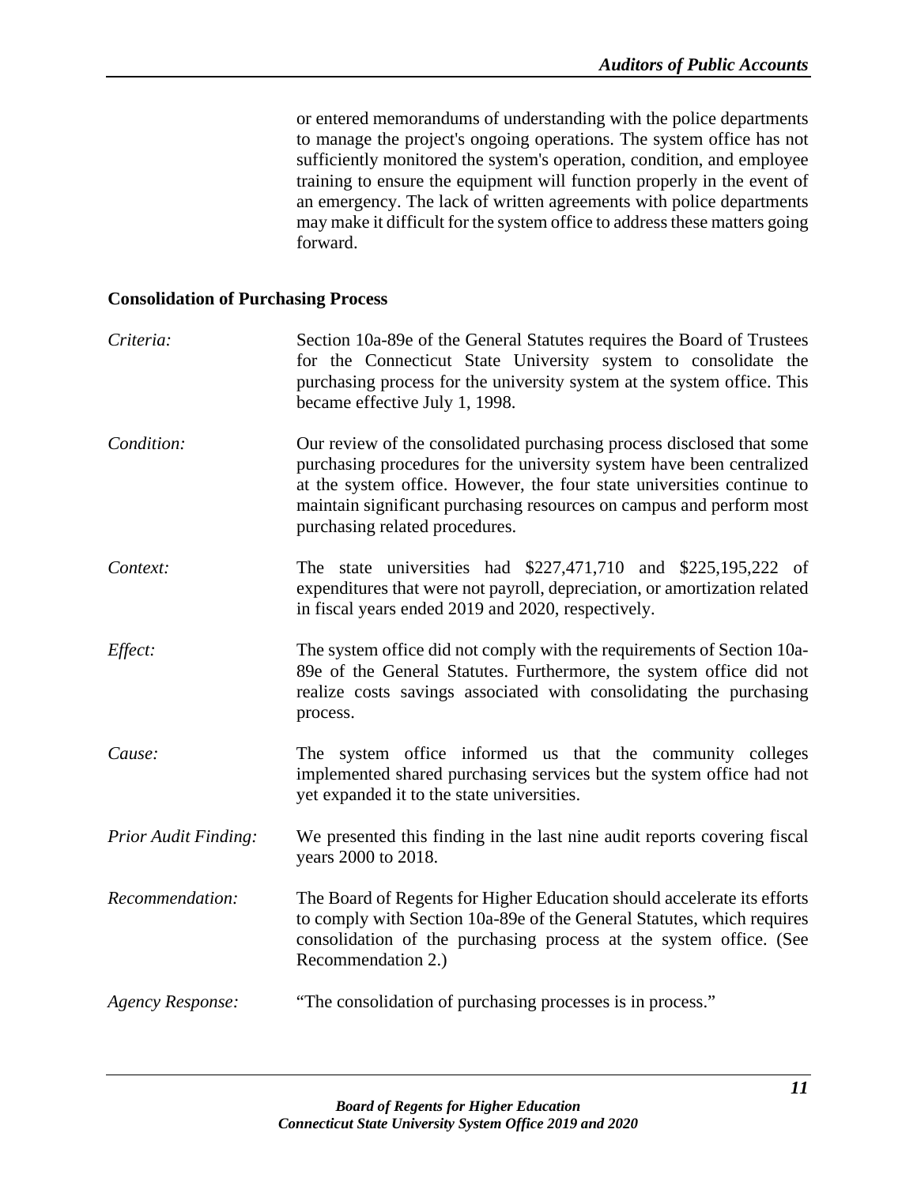or entered memorandums of understanding with the police departments to manage the project's ongoing operations. The system office has not sufficiently monitored the system's operation, condition, and employee training to ensure the equipment will function properly in the event of an emergency. The lack of written agreements with police departments may make it difficult for the system office to address these matters going forward.

**Consolidation of Purchasing Process**

*Criteria:* Section 10a-89e of the General Statutes requires the Board of Trustees for the Connecticut State University system to consolidate the purchasing process for the university system at the system office. This became effective July 1, 1998.

*Condition:* Our review of the consolidated purchasing process disclosed that some purchasing procedures for the university system have been centralized at the system office. However, the four state universities continue to maintain significant purchasing resources on campus and perform most purchasing related procedures.

*Context:* The state universities had $227,471,710 and $225,195,222 of expenditures that were not payroll, depreciation, or amortization related in fiscal years ended 2019 and 2020, respectively.

*Effect:* The system office did not comply with the requirements of Section 10a-89e of the General Statutes. Furthermore, the system office did not realize costs savings associated with consolidating the purchasing process.

*Cause:* The system office informed us that the community colleges implemented shared purchasing services but the system office had not yet expanded it to the state universities.

*Prior Audit Finding:* We presented this finding in the last nine audit reports covering fiscal years 2000 to 2018.

*Recommendation:* The Board of Regents for Higher Education should accelerate its efforts to comply with Section 10a-89e of the General Statutes, which requires consolidation of the purchasing process at the system office. (See Recommendation 2.)

*Agency Response:* "The consolidation of purchasing processes is in process."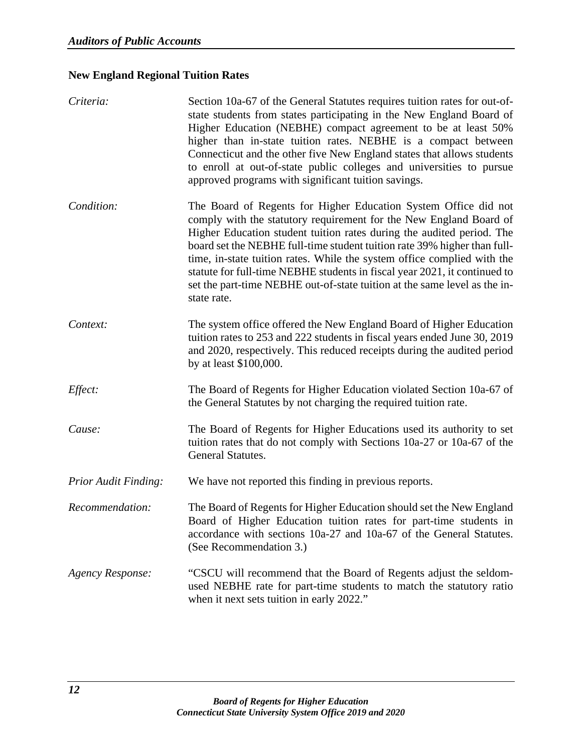**New England Regional Tuition Rates**

*Criteria:* Section 10a-67 of the General Statutes requires tuition rates for out-of-state students from states participating in the New England Board of Higher Education (NEBHE) compact agreement to be at least 50% higher than in-state tuition rates. NEBHE is a compact between Connecticut and the other five New England states that allows students to enroll at out-of-state public colleges and universities to pursue approved programs with significant tuition savings.

*Condition:* The Board of Regents for Higher Education System Office did not comply with the statutory requirement for the New England Board of Higher Education student tuition rates during the audited period. The board set the NEBHE full-time student tuition rate 39% higher than full-time, in-state tuition rates. While the system office complied with the statute for full-time NEBHE students in fiscal year 2021, it continued to set the part-time NEBHE out-of-state tuition at the same level as the in-state rate.

*Context:* The system office offered the New England Board of Higher Education tuition rates to 253 and 222 students in fiscal years ended June 30, 2019 and 2020, respectively. This reduced receipts during the audited period by at least $100,000.

*Effect:* The Board of Regents for Higher Education violated Section 10a-67 of the General Statutes by not charging the required tuition rate.

*Cause:* The Board of Regents for Higher Educations used its authority to set tuition rates that do not comply with Sections 10a-27 or 10a-67 of the General Statutes.

*Prior Audit Finding:* We have not reported this finding in previous reports.

*Recommendation:* The Board of Regents for Higher Education should set the New England Board of Higher Education tuition rates for part-time students in accordance with sections 10a-27 and 10a-67 of the General Statutes. (See Recommendation 3.)

*Agency Response:* "CSCU will recommend that the Board of Regents adjust the seldom-used NEBHE rate for part-time students to match the statutory ratio when it next sets tuition in early 2022."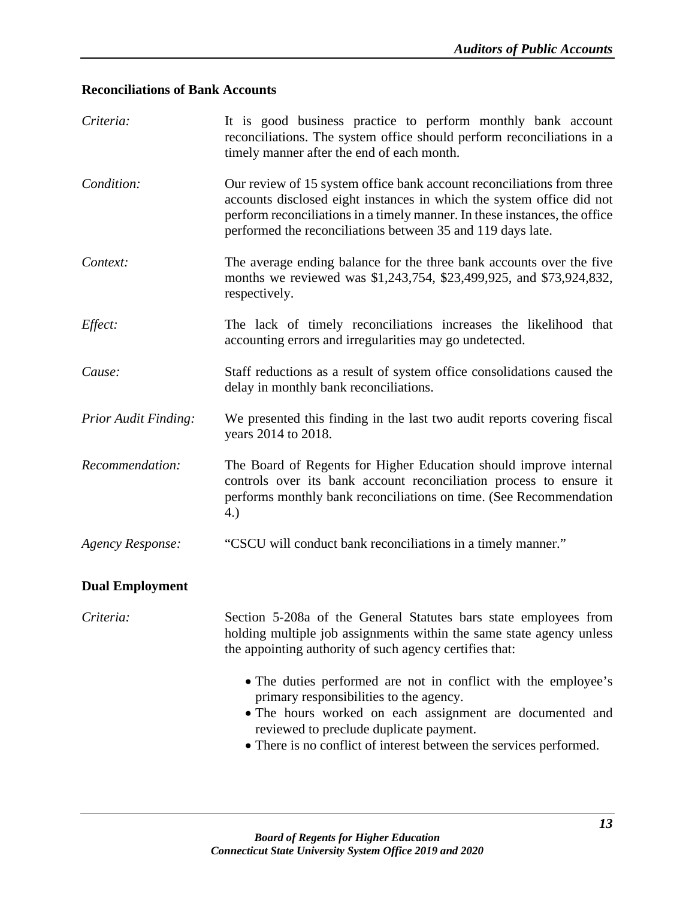**Reconciliations of Bank Accounts**

*Criteria:* It is good business practice to perform monthly bank account reconciliations. The system office should perform reconciliations in a timely manner after the end of each month.

*Condition:* Our review of 15 system office bank account reconciliations from three accounts disclosed eight instances in which the system office did not perform reconciliations in a timely manner. In these instances, the office performed the reconciliations between 35 and 119 days late.

*Context:* The average ending balance for the three bank accounts over the five months we reviewed was $1,243,754, $23,499,925, and $73,924,832, respectively.

*Effect:* The lack of timely reconciliations increases the likelihood that accounting errors and irregularities may go undetected.

*Cause:* Staff reductions as a result of system office consolidations caused the delay in monthly bank reconciliations.

*Prior Audit Finding:* We presented this finding in the last two audit reports covering fiscal years 2014 to 2018.

*Recommendation:* The Board of Regents for Higher Education should improve internal controls over its bank account reconciliation process to ensure it performs monthly bank reconciliations on time. (See Recommendation 4.)

*Agency Response:* "CSCU will conduct bank reconciliations in a timely manner."

**Dual Employment**

*Criteria:* Section 5-208a of the General Statutes bars state employees from holding multiple job assignments within the same state agency unless the appointing authority of such agency certifies that:

- The duties performed are not in conflict with the employee's primary responsibilities to the agency.
- The hours worked on each assignment are documented and reviewed to preclude duplicate payment.
- There is no conflict of interest between the services performed.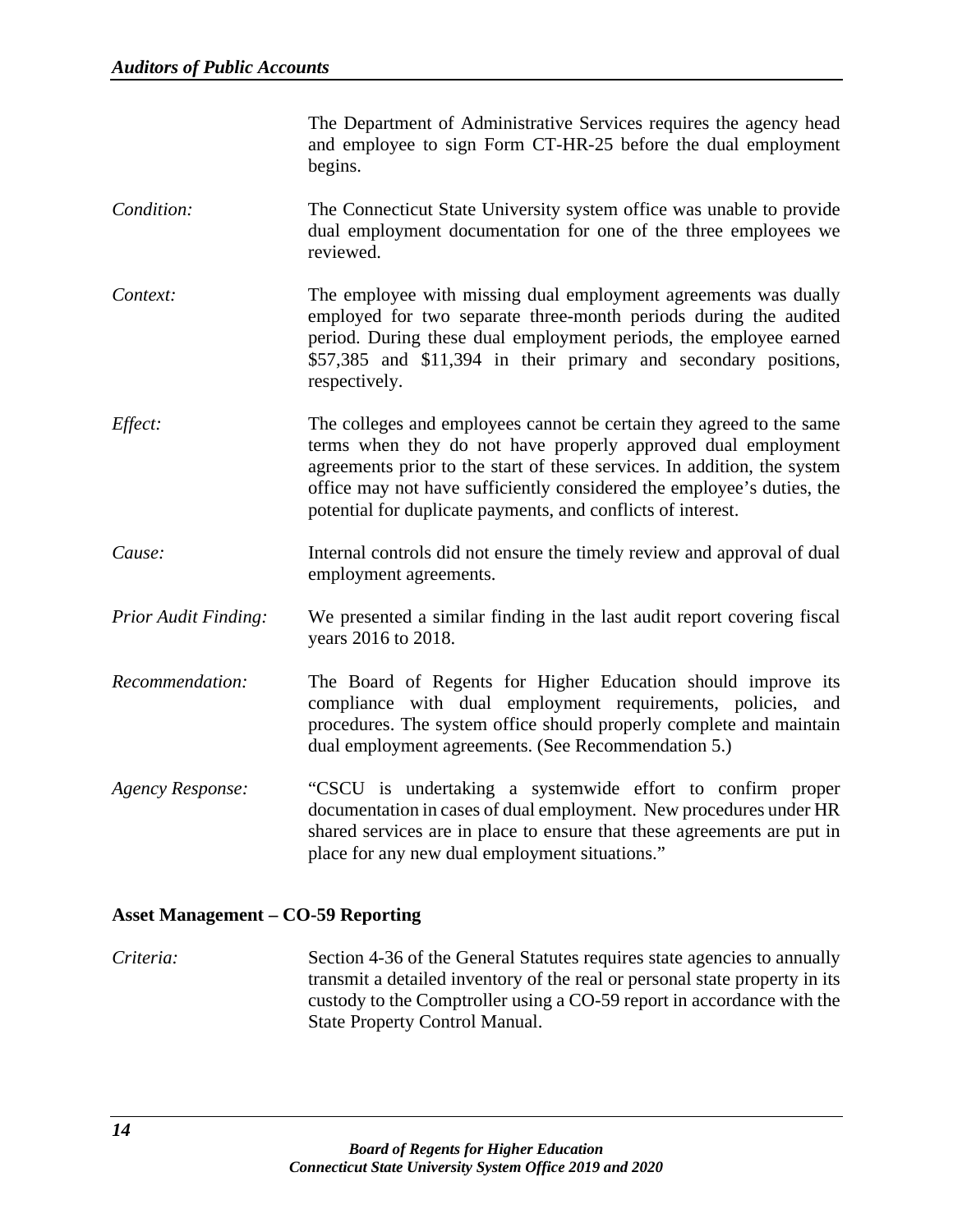The Department of Administrative Services requires the agency head and employee to sign Form CT-HR-25 before the dual employment begins.

*Condition:* The Connecticut State University system office was unable to provide dual employment documentation for one of the three employees we reviewed.

*Context:* The employee with missing dual employment agreements was dually employed for two separate three-month periods during the audited period. During these dual employment periods, the employee earned $57,385 and $11,394 in their primary and secondary positions, respectively.

*Effect:* The colleges and employees cannot be certain they agreed to the same terms when they do not have properly approved dual employment agreements prior to the start of these services. In addition, the system office may not have sufficiently considered the employee's duties, the potential for duplicate payments, and conflicts of interest.

*Cause:* Internal controls did not ensure the timely review and approval of dual employment agreements.

*Prior Audit Finding:* We presented a similar finding in the last audit report covering fiscal years 2016 to 2018.

*Recommendation:* The Board of Regents for Higher Education should improve its compliance with dual employment requirements, policies, and procedures. The system office should properly complete and maintain dual employment agreements. (See Recommendation 5.)

*Agency Response:* "CSCU is undertaking a systemwide effort to confirm proper documentation in cases of dual employment. New procedures under HR shared services are in place to ensure that these agreements are put in place for any new dual employment situations."

**Asset Management – CO-59 Reporting**

*Criteria:* Section 4-36 of the General Statutes requires state agencies to annually transmit a detailed inventory of the real or personal state property in its custody to the Comptroller using a CO-59 report in accordance with the State Property Control Manual.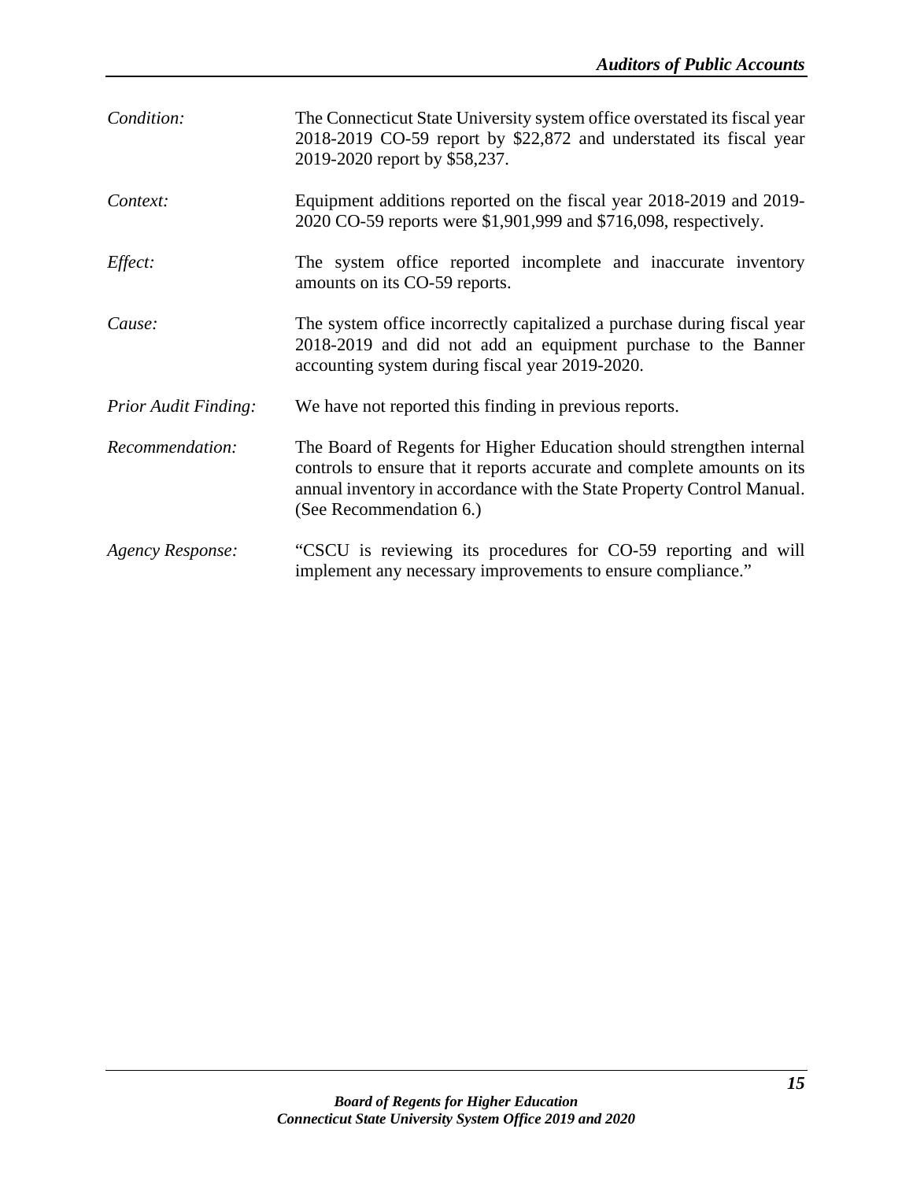*Condition:* The Connecticut State University system office overstated its fiscal year 2018-2019 CO-59 report by $22,872 and understated its fiscal year 2019-2020 report by $58,237.

*Context:* Equipment additions reported on the fiscal year 2018-2019 and 2019-2020 CO-59 reports were $1,901,999 and $716,098, respectively.

*Effect:* The system office reported incomplete and inaccurate inventory amounts on its CO-59 reports.

*Cause:* The system office incorrectly capitalized a purchase during fiscal year 2018-2019 and did not add an equipment purchase to the Banner accounting system during fiscal year 2019-2020.

*Prior Audit Finding:* We have not reported this finding in previous reports.

*Recommendation:* The Board of Regents for Higher Education should strengthen internal controls to ensure that it reports accurate and complete amounts on its annual inventory in accordance with the State Property Control Manual. (See Recommendation 6.)

*Agency Response:* "CSCU is reviewing its procedures for CO-59 reporting and will implement any necessary improvements to ensure compliance."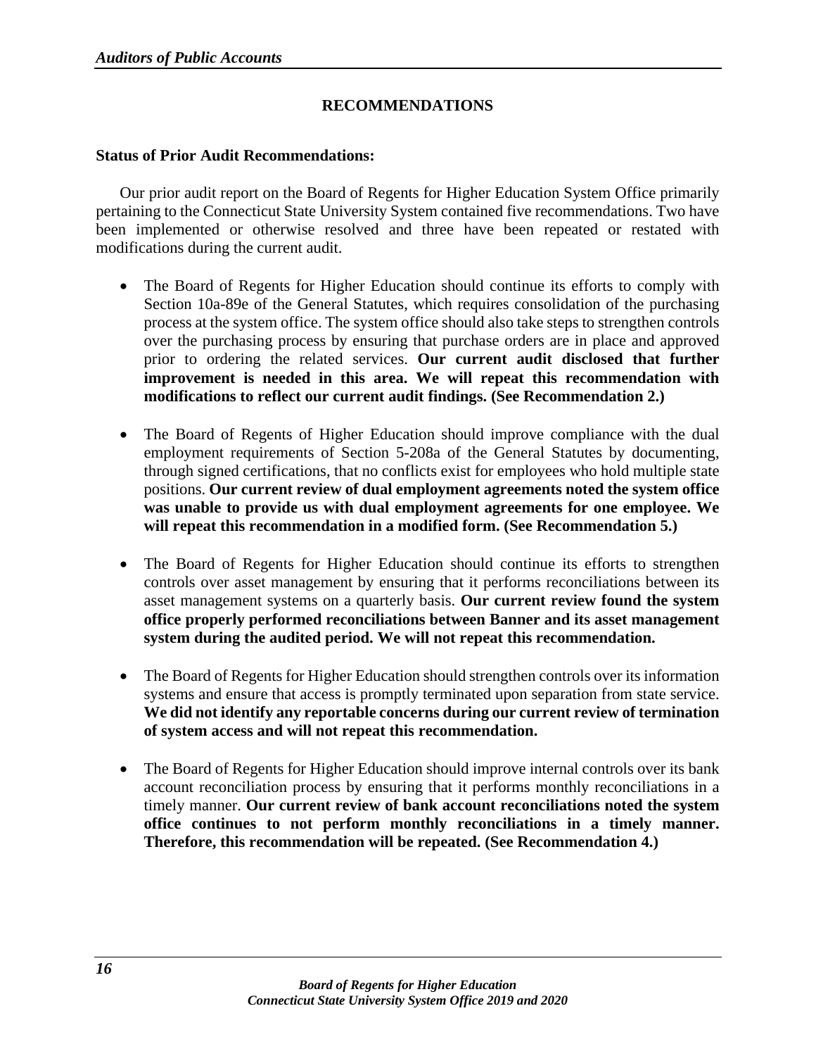## RECOMMENDATIONS

**Status of Prior Audit Recommendations:**

Our prior audit report on the Board of Regents for Higher Education System Office primarily pertaining to the Connecticut State University System contained five recommendations. Two have been implemented or otherwise resolved and three have been repeated or restated with modifications during the current audit.

- The Board of Regents for Higher Education should continue its efforts to comply with Section 10a-89e of the General Statutes, which requires consolidation of the purchasing process at the system office. The system office should also take steps to strengthen controls over the purchasing process by ensuring that purchase orders are in place and approved prior to ordering the related services. **Our current audit disclosed that further improvement is needed in this area. We will repeat this recommendation with modifications to reflect our current audit findings. (See Recommendation 2.)**

- The Board of Regents of Higher Education should improve compliance with the dual employment requirements of Section 5-208a of the General Statutes by documenting, through signed certifications, that no conflicts exist for employees who hold multiple state positions. **Our current review of dual employment agreements noted the system office was unable to provide us with dual employment agreements for one employee. We will repeat this recommendation in a modified form. (See Recommendation 5.)**

- The Board of Regents for Higher Education should continue its efforts to strengthen controls over asset management by ensuring that it performs reconciliations between its asset management systems on a quarterly basis. **Our current review found the system office properly performed reconciliations between Banner and its asset management system during the audited period. We will not repeat this recommendation.**

- The Board of Regents for Higher Education should strengthen controls over its information systems and ensure that access is promptly terminated upon separation from state service. **We did not identify any reportable concerns during our current review of termination of system access and will not repeat this recommendation.**

- The Board of Regents for Higher Education should improve internal controls over its bank account reconciliation process by ensuring that it performs monthly reconciliations in a timely manner. **Our current review of bank account reconciliations noted the system office continues to not perform monthly reconciliations in a timely manner. Therefore, this recommendation will be repeated. (See Recommendation 4.)**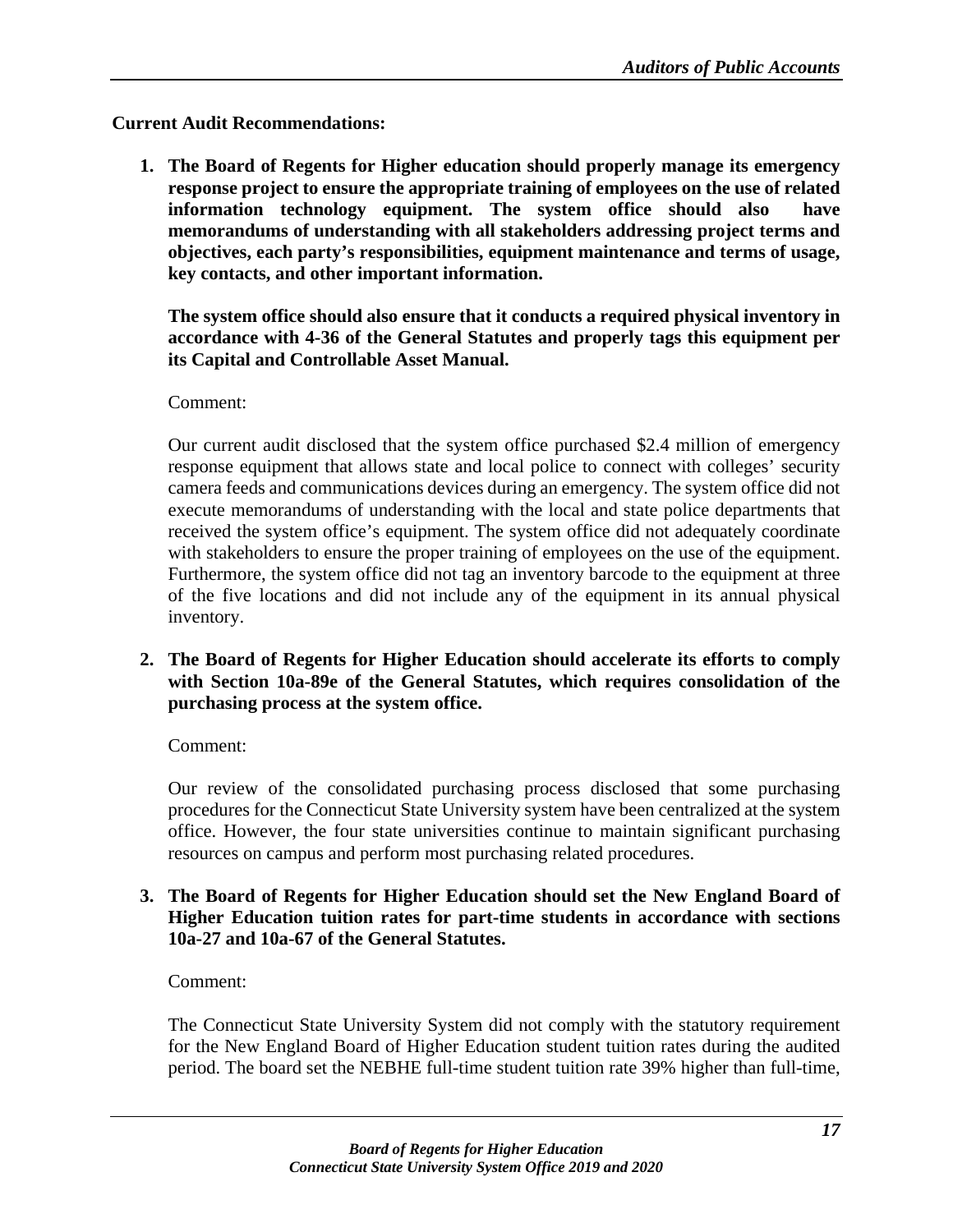**Current Audit Recommendations:**

1. **The Board of Regents for Higher education should properly manage its emergency response project to ensure the appropriate training of employees on the use of related information technology equipment. The system office should also have memorandums of understanding with all stakeholders addressing project terms and objectives, each party's responsibilities, equipment maintenance and terms of usage, key contacts, and other important information.**

   **The system office should also ensure that it conducts a required physical inventory in accordance with 4-36 of the General Statutes and properly tags this equipment per its Capital and Controllable Asset Manual.**

   Comment:

   Our current audit disclosed that the system office purchased $2.4 million of emergency response equipment that allows state and local police to connect with colleges' security camera feeds and communications devices during an emergency. The system office did not execute memorandums of understanding with the local and state police departments that received the system office's equipment. The system office did not adequately coordinate with stakeholders to ensure the proper training of employees on the use of the equipment. Furthermore, the system office did not tag an inventory barcode to the equipment at three of the five locations and did not include any of the equipment in its annual physical inventory.

2. **The Board of Regents for Higher Education should accelerate its efforts to comply with Section 10a-89e of the General Statutes, which requires consolidation of the purchasing process at the system office.**

   Comment:

   Our review of the consolidated purchasing process disclosed that some purchasing procedures for the Connecticut State University system have been centralized at the system office. However, the four state universities continue to maintain significant purchasing resources on campus and perform most purchasing related procedures.

3. **The Board of Regents for Higher Education should set the New England Board of Higher Education tuition rates for part-time students in accordance with sections 10a-27 and 10a-67 of the General Statutes.**

   Comment:

   The Connecticut State University System did not comply with the statutory requirement for the New England Board of Higher Education student tuition rates during the audited period. The board set the NEBHE full-time student tuition rate 39% higher than full-time,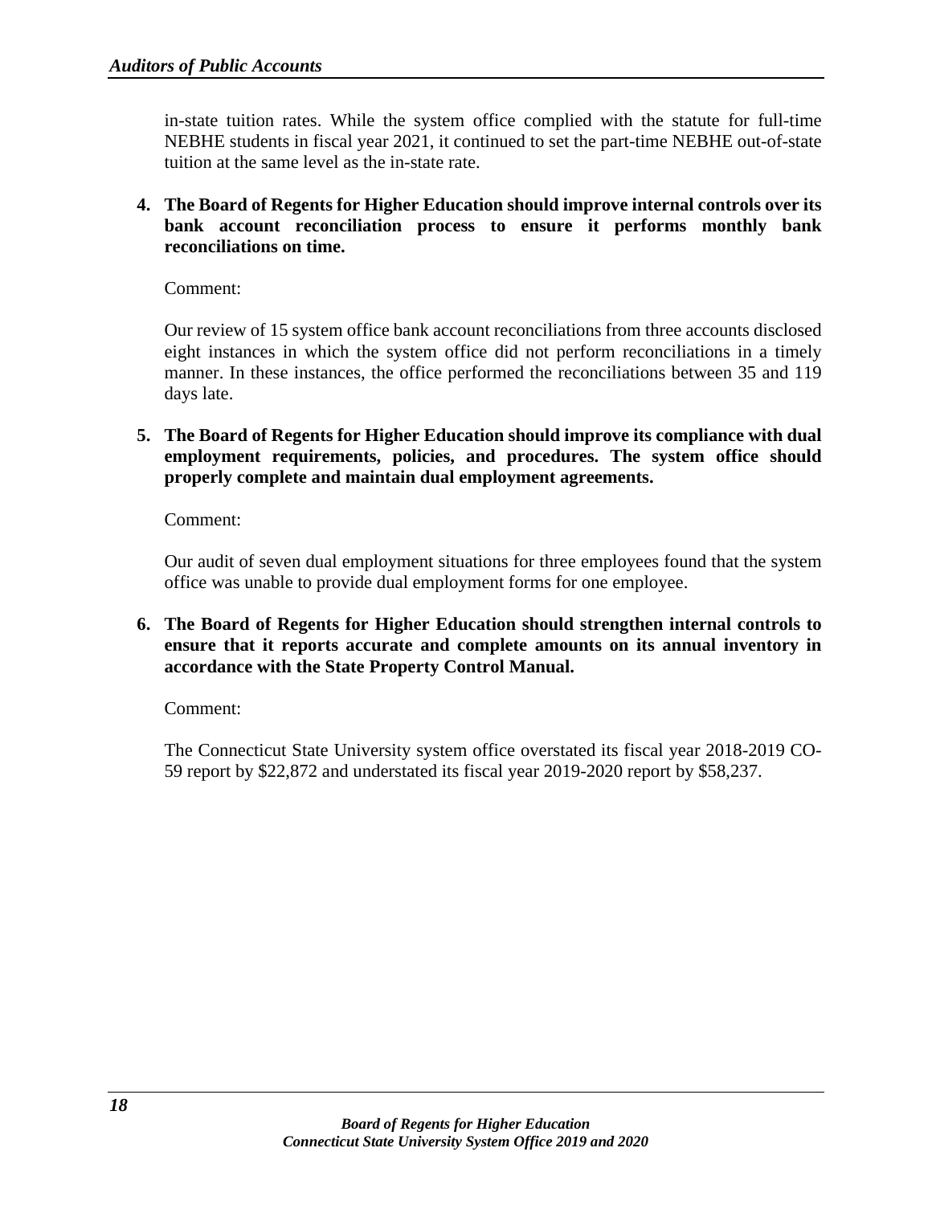in-state tuition rates. While the system office complied with the statute for full-time NEBHE students in fiscal year 2021, it continued to set the part-time NEBHE out-of-state tuition at the same level as the in-state rate.

4. **The Board of Regents for Higher Education should improve internal controls over its bank account reconciliation process to ensure it performs monthly bank reconciliations on time.**

   Comment:

   Our review of 15 system office bank account reconciliations from three accounts disclosed eight instances in which the system office did not perform reconciliations in a timely manner. In these instances, the office performed the reconciliations between 35 and 119 days late.

5. **The Board of Regents for Higher Education should improve its compliance with dual employment requirements, policies, and procedures. The system office should properly complete and maintain dual employment agreements.**

   Comment:

   Our audit of seven dual employment situations for three employees found that the system office was unable to provide dual employment forms for one employee.

6. **The Board of Regents for Higher Education should strengthen internal controls to ensure that it reports accurate and complete amounts on its annual inventory in accordance with the State Property Control Manual.**

   Comment:

   The Connecticut State University system office overstated its fiscal year 2018-2019 CO-59 report by $22,872 and understated its fiscal year 2019-2020 report by $58,237.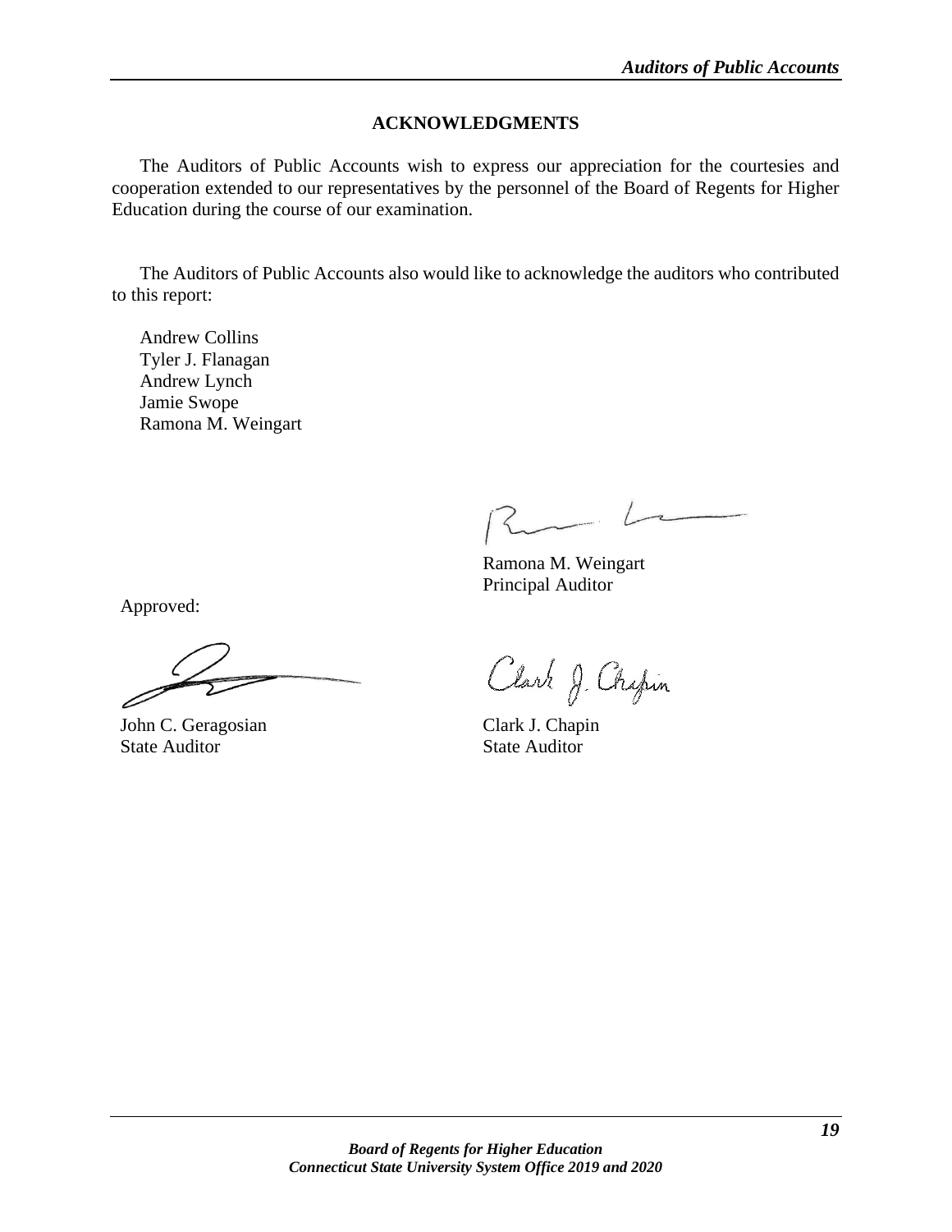## ACKNOWLEDGMENTS

The Auditors of Public Accounts wish to express our appreciation for the courtesies and cooperation extended to our representatives by the personnel of the Board of Regents for Higher Education during the course of our examination.

The Auditors of Public Accounts also would like to acknowledge the auditors who contributed to this report:

Andrew Collins
Tyler J. Flanagan
Andrew Lynch
Jamie Swope
Ramona M. Weingart

Ramona M. Weingart
Principal Auditor

Approved:

John C. Geragosian
State Auditor

Clark J. Chapin
State Auditor